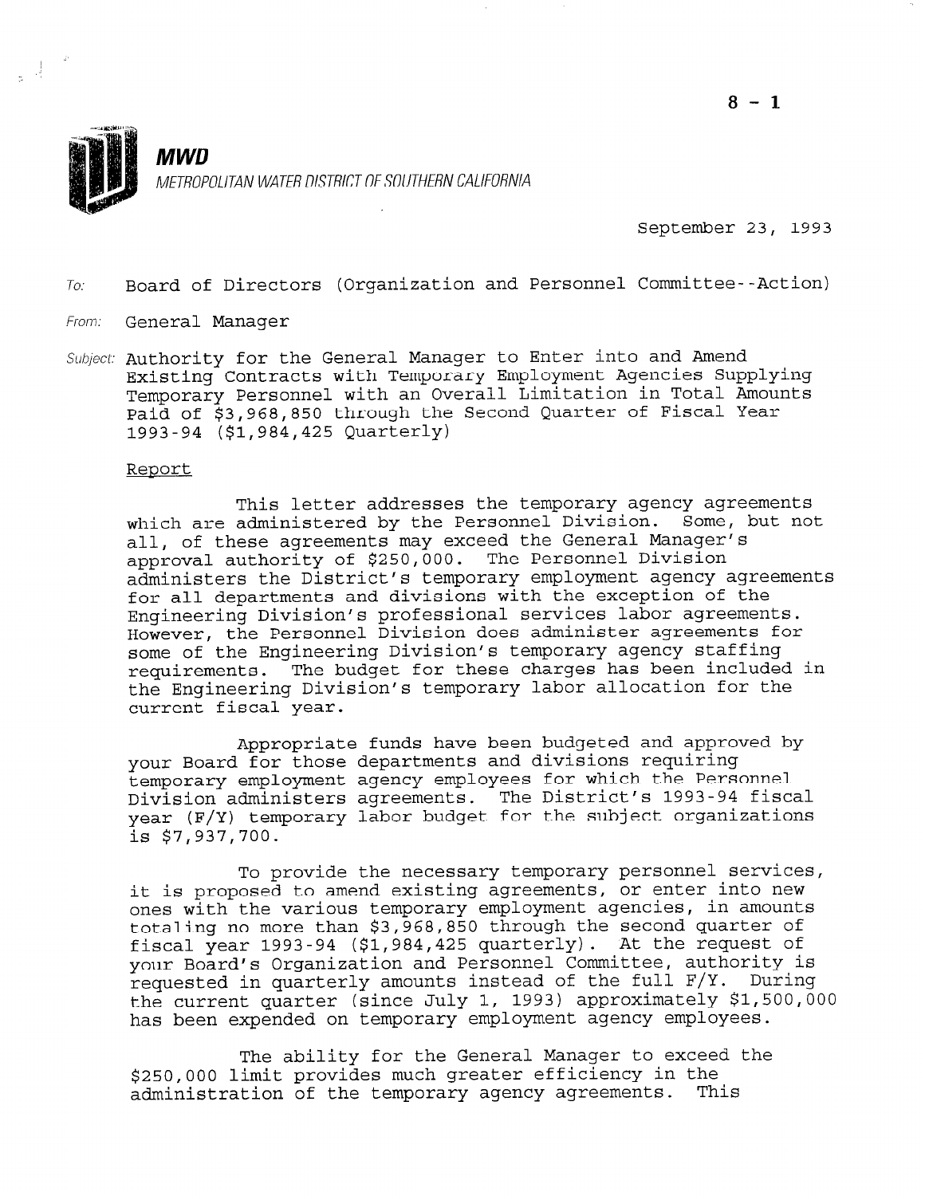**MWD**

*METROPOLITAN WATER DISTRICT OF SOUTHERN CALIFORNIA*

September 23, 1993

To: Board of Directors (Organization and Personnel Committee--Action)

From: General Manager

Subject: Authority for the General Manager to Enter into and Amend Existing Contracts with Temporary Employment Agencies Supplying Temporary Personnel with an Overall Limitation in Total Amounts Paid of $3,968,850 through the Second Quarter of Fiscal Year 1993-94 ($1,984,425 Quarterly)

## Report

This letter addresses the temporary agency agreements which are administered by the Personnel Division. Some, but not all, of these agreements may exceed the General Manager's approval authority of $250,000. The Personnel Division administers the District's temporary employment agency agreements for all departments and divisions with the exception of the Engineering Division's professional services labor agreements. However, the Personnel Division does administer agreements for some of the Engineering Division's temporary agency staffing requirements. The budget for these charges has been included in the Engineering Division's temporary labor allocation for the current fiscal year.

Appropriate funds have been budgeted and approved by your Board for those departments and divisions requiring temporary employment agency employees for which the Personnel Division administers agreements. The District's 1993-94 fiscal year (F/Y) temporary labor budget for the subject organizations is $7,937,700.

To provide the necessary temporary personnel services, it is proposed to amend existing agreements, or enter into new ones with the various temporary employment agencies, in amounts totaling no more than $3,968,850 through the second quarter of fiscal year 1993-94 ($1,984,425 quarterly). At the request of your Board's Organization and Personnel Committee, authority is requested in quarterly amounts instead of the full F/Y. During the current quarter (since July 1, 1993) approximately $1,500,000 has been expended on temporary employment agency employees.

The ability for the General Manager to exceed the $250,000 limit provides much greater efficiency in the administration of the temporary agency agreements. This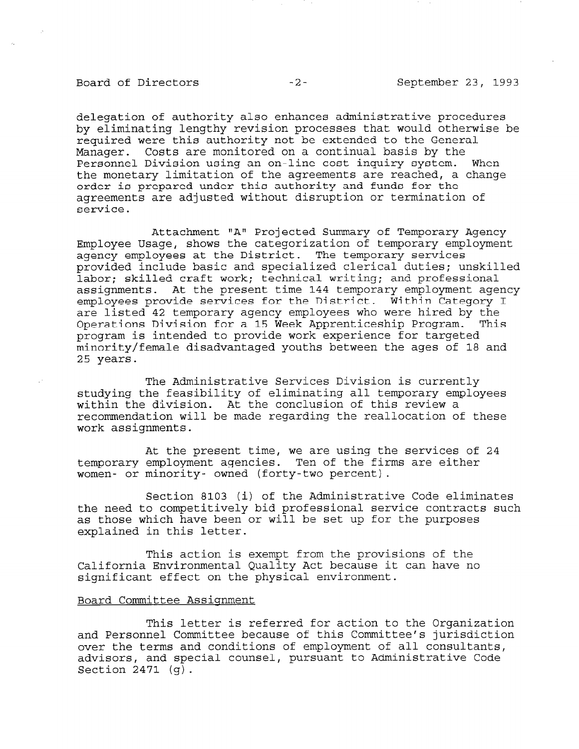delegation of authority also enhances administrative procedures by eliminating lengthy revision processes that would otherwise be required were this authority not be extended to the General Manager. Costs are monitored on a continual basis by the Personnel Division using an on-line cost inquiry system. When the monetary limitation of the agreements are reached, a change order is prepared under this authority and funds for the agreements are adjusted without disruption or termination of service.

Attachment "A" Projected Summary of Temporary Agency Employee Usage, shows the categorization of temporary employment agency employees at the District. The temporary services provided include basic and specialized clerical duties; unskilled labor; skilled craft work; technical writing; and professional assignments. At the present time 144 temporary employment agency employees provide services for the District. Within Category I are listed 42 temporary agency employees who were hired by the Operations Division for a 15 Week Apprenticeship Program. This program is intended to provide work experience for targeted minority/female disadvantaged youths between the ages of 18 and 25 years.

The Administrative Services Division is currently studying the feasibility of eliminating all temporary employees within the division. At the conclusion of this review a recommendation will be made regarding the reallocation of these work assignments.

At the present time, we are using the services of 24 temporary employment agencies. Ten of the firms are either women- or minority- owned (forty-two percent).

Section 8103 (i) of the Administrative Code eliminates the need to competitively bid professional service contracts such as those which have been or will be set up for the purposes explained in this letter.

This action is exempt from the provisions of the California Environmental Quality Act because it can have no significant effect on the physical environment.

## Board Committee Assignment

This letter is referred for action to the Organization and Personnel Committee because of this Committee's jurisdiction over the terms and conditions of employment of all consultants, advisors, and special counsel, pursuant to Administrative Code Section 2471 (g).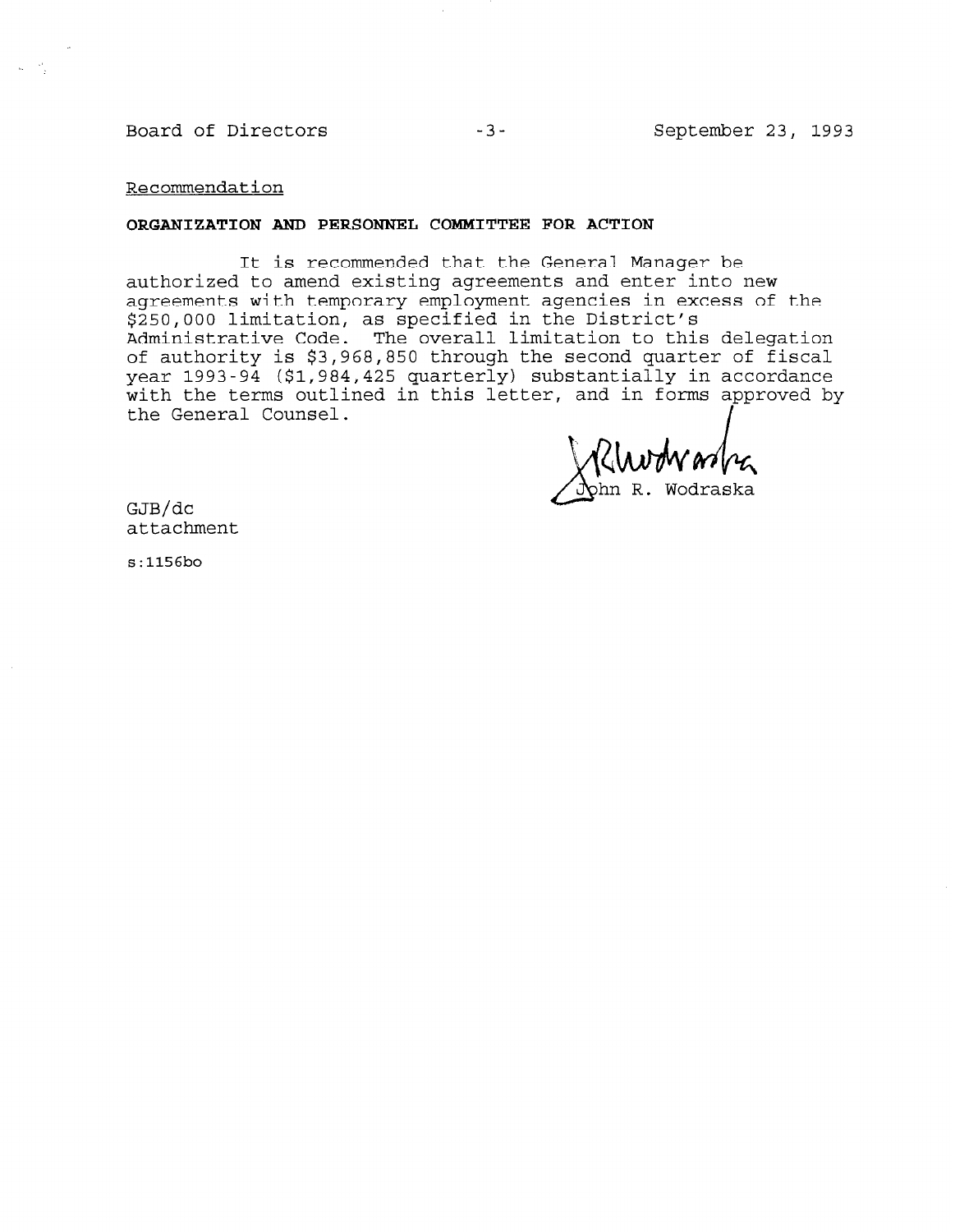Recommendation

**ORGANIZATION AND PERSONNEL COMMITTEE FOR ACTION**

It is recommended that the General Manager be authorized to amend existing agreements and enter into new agreements with temporary employment agencies in excess of the $250,000 limitation, as specified in the District's Administrative Code. The overall limitation to this delegation of authority is $3,968,850 through the second quarter of fiscal year 1993-94 ($1,984,425 quarterly) substantially in accordance with the terms outlined in this letter, and in forms approved by the General Counsel.

John R. Wodraska

GJB/dc
attachment

s:1156bo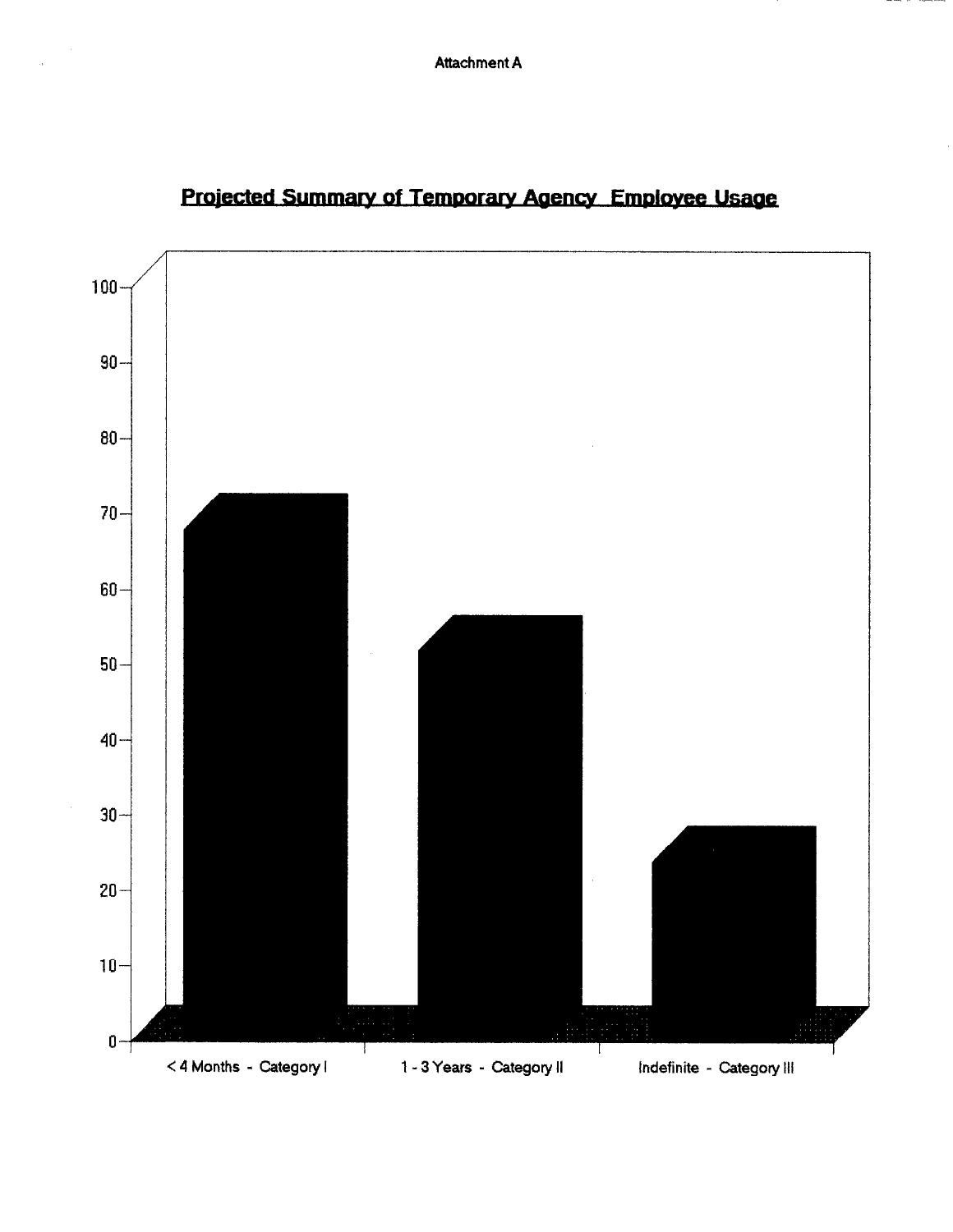Attachment A

## Projected Summary of Temporary Agency Employee Usage

100
90
80
70
60
50
40
30
20
10
0

< 4 Months - Category I

1 - 3 Years - Category II

Indefinite - Category III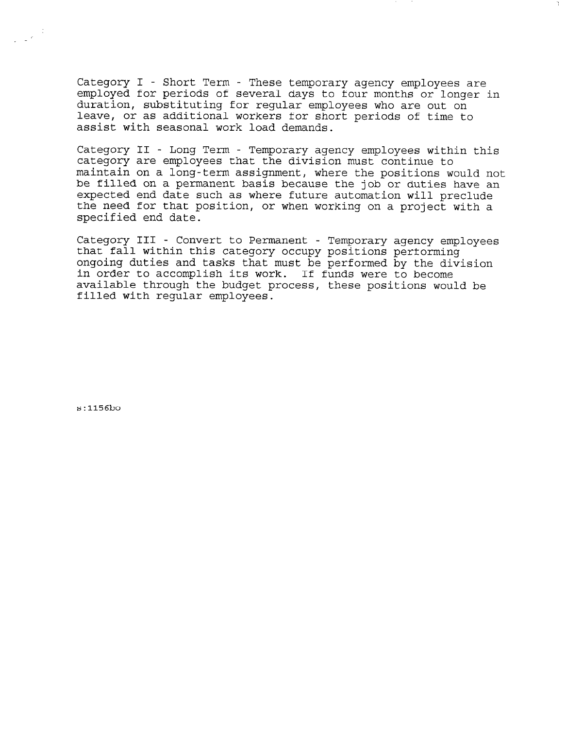Category I - Short Term - These temporary agency employees are employed for periods of several days to four months or longer in duration, substituting for regular employees who are out on leave, or as additional workers for short periods of time to assist with seasonal work load demands.

Category II - Long Term - Temporary agency employees within this category are employees that the division must continue to maintain on a long-term assignment, where the positions would not be filled on a permanent basis because the job or duties have an expected end date such as where future automation will preclude the need for that position, or when working on a project with a specified end date.

Category III - Convert to Permanent - Temporary agency employees that fall within this category occupy positions performing ongoing duties and tasks that must be performed by the division in order to accomplish its work. If funds were to become available through the budget process, these positions would be filled with regular employees.

s:1156bo